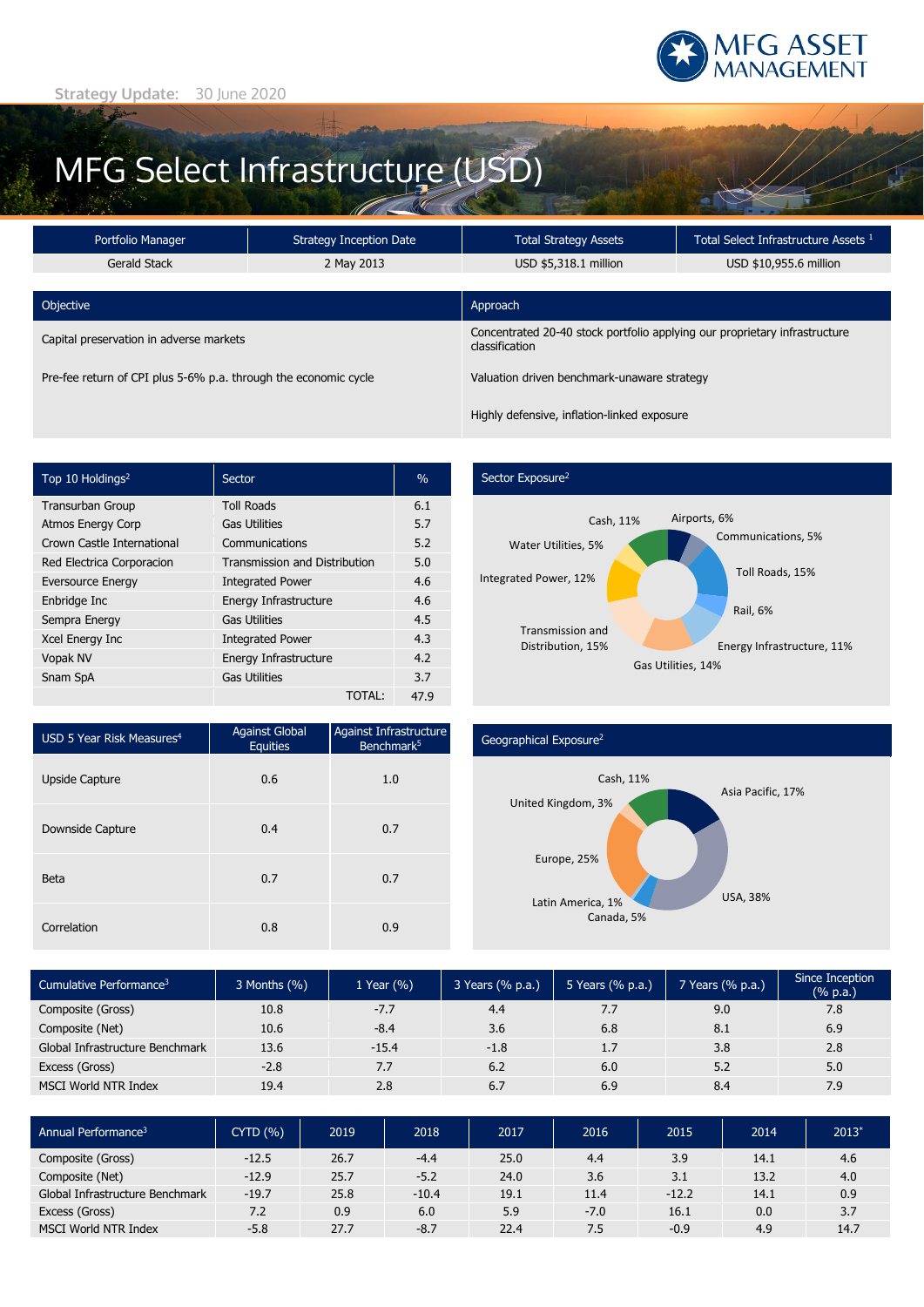Strategy Update: 30 June 2020

MFG ASSET MANAGEMENT

# MFG Select Infrastructure (USD)

| Portfolio Manager | Strategy Inception Date | Total Strategy Assets | Total Select Infrastructure Assets [1] |
|---|---|---|---|
| Gerald Stack | 2 May 2013 | USD $5,318.1 million | USD $10,955.6 million |

| Objective | Approach |
|---|---|
| Capital preservation in adverse markets | Concentrated 20-40 stock portfolio applying our proprietary infrastructure classification |
| Pre-fee return of CPI plus 5-6% p.a. through the economic cycle | Valuation driven benchmark-unaware strategy |
| | Highly defensive, inflation-linked exposure |

| Top 10 Holdings[2] | Sector | % |
|---|---|---|
| Transurban Group | Toll Roads | 6.1 |
| Atmos Energy Corp | Gas Utilities | 5.7 |
| Crown Castle International | Communications | 5.2 |
| Red Electrica Corporacion | Transmission and Distribution | 5.0 |
| Eversource Energy | Integrated Power | 4.6 |
| Enbridge Inc | Energy Infrastructure | 4.6 |
| Sempra Energy | Gas Utilities | 4.5 |
| Xcel Energy Inc | Integrated Power | 4.3 |
| Vopak NV | Energy Infrastructure | 4.2 |
| Snam SpA | Gas Utilities | 3.7 |
| | TOTAL: | 47.9 |

## Sector Exposure[2]

Cash, 11%; Airports, 6%; Communications, 5%; Toll Roads, 15%; Rail, 6%; Energy Infrastructure, 11%; Gas Utilities, 14%; Transmission and Distribution, 15%; Integrated Power, 12%; Water Utilities, 5%

| USD 5 Year Risk Measures[4] | Against Global Equities | Against Infrastructure Benchmark[5] |
|---|---|---|
| Upside Capture | 0.6 | 1.0 |
| Downside Capture | 0.4 | 0.7 |
| Beta | 0.7 | 0.7 |
| Correlation | 0.8 | 0.9 |

## Geographical Exposure[2]

Cash, 11%; Asia Pacific, 17%; USA, 38%; Canada, 5%; Latin America, 1%; Europe, 25%; United Kingdom, 3%

| Cumulative Performance[3] | 3 Months (%) | 1 Year (%) | 3 Years (% p.a.) | 5 Years (% p.a.) | 7 Years (% p.a.) | Since Inception (% p.a.) |
|---|---|---|---|---|---|---|
| Composite (Gross) | 10.8 | -7.7 | 4.4 | 7.7 | 9.0 | 7.8 |
| Composite (Net) | 10.6 | -8.4 | 3.6 | 6.8 | 8.1 | 6.9 |
| Global Infrastructure Benchmark | 13.6 | -15.4 | -1.8 | 1.7 | 3.8 | 2.8 |
| Excess (Gross) | -2.8 | 7.7 | 6.2 | 6.0 | 5.2 | 5.0 |
| MSCI World NTR Index | 19.4 | 2.8 | 6.7 | 6.9 | 8.4 | 7.9 |

| Annual Performance[3] | CYTD (%) | 2019 | 2018 | 2017 | 2016 | 2015 | 2014 | 2013* |
|---|---|---|---|---|---|---|---|---|
| Composite (Gross) | -12.5 | 26.7 | -4.4 | 25.0 | 4.4 | 3.9 | 14.1 | 4.6 |
| Composite (Net) | -12.9 | 25.7 | -5.2 | 24.0 | 3.6 | 3.1 | 13.2 | 4.0 |
| Global Infrastructure Benchmark | -19.7 | 25.8 | -10.4 | 19.1 | 11.4 | -12.2 | 14.1 | 0.9 |
| Excess (Gross) | 7.2 | 0.9 | 6.0 | 5.9 | -7.0 | 16.1 | 0.0 | 3.7 |
| MSCI World NTR Index | -5.8 | 27.7 | -8.7 | 22.4 | 7.5 | -0.9 | 4.9 | 14.7 |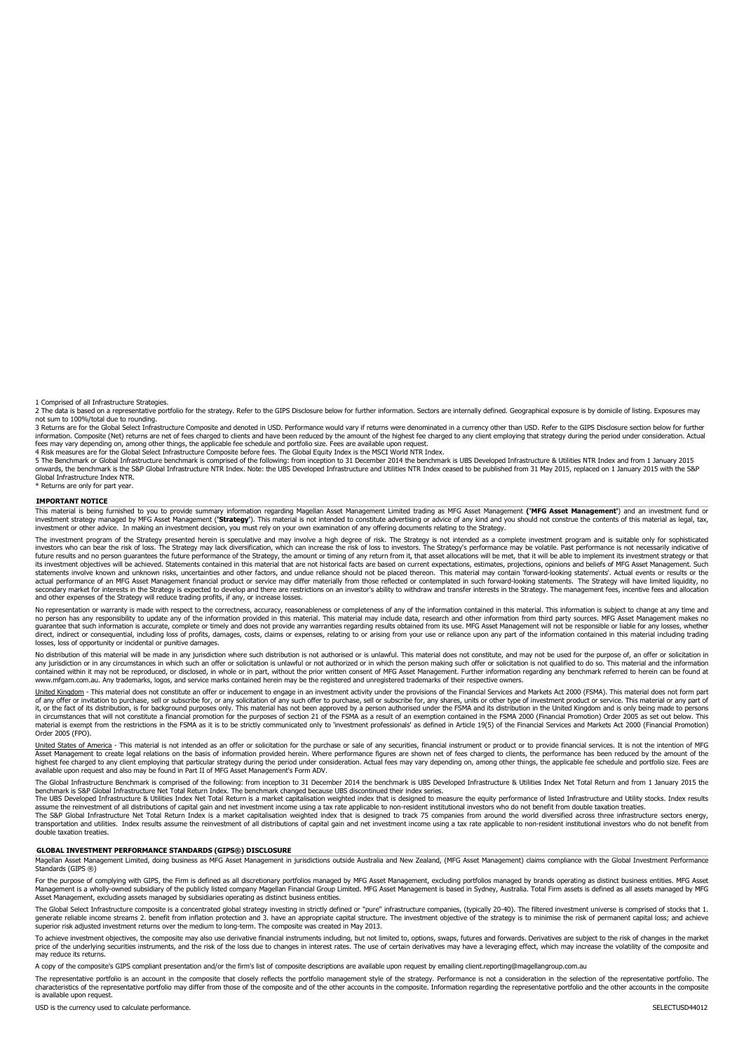1 Comprised of all Infrastructure Strategies.

2 The data is based on a representative portfolio for the strategy. Refer to the GIPS Disclosure below for further information. Sectors are internally defined. Geographical exposure is by domicile of listing. Exposures may not sum to 100%/total due to rounding.

3 Returns are for the Global Select Infrastructure Composite and denoted in USD. Performance would vary if returns were denominated in a currency other than USD. Refer to the GIPS Disclosure section below for further information. Composite (Net) returns are net of fees charged to clients and have been reduced by the amount of the highest fee charged to any client employing that strategy during the period under consideration. Actual fees may vary depending on, among other things, the applicable fee schedule and portfolio size. Fees are available upon request.

4 Risk measures are for the Global Select Infrastructure Composite before fees. The Global Equity Index is the MSCI World NTR Index.

5 The Benchmark or Global Infrastructure benchmark is comprised of the following: from inception to 31 December 2014 the benchmark is UBS Developed Infrastructure & Utilities NTR Index and from 1 January 2015 onwards, the benchmark is the S&P Global Infrastructure NTR Index. Note: the UBS Developed Infrastructure and Utilities NTR Index ceased to be published from 31 May 2015, replaced on 1 January 2015 with the S&P Global Infrastructure Index NTR.

\* Returns are only for part year.

## IMPORTANT NOTICE

This material is being furnished to you to provide summary information regarding Magellan Asset Management Limited trading as MFG Asset Management **('MFG Asset Management')** and an investment fund or investment strategy managed by MFG Asset Management (**'Strategy'**). This material is not intended to constitute advertising or advice of any kind and you should not construe the contents of this material as legal, tax, investment or other advice. In making an investment decision, you must rely on your own examination of any offering documents relating to the Strategy.

The investment program of the Strategy presented herein is speculative and may involve a high degree of risk. The Strategy is not intended as a complete investment program and is suitable only for sophisticated investors who can bear the risk of loss. The Strategy may lack diversification, which can increase the risk of loss to investors. The Strategy's performance may be volatile. Past performance is not necessarily indicative of future results and no person guarantees the future performance of the Strategy, the amount or timing of any return from it, that asset allocations will be met, that it will be able to implement its investment strategy or that its investment objectives will be achieved. Statements contained in this material that are not historical facts are based on current expectations, estimates, projections, opinions and beliefs of MFG Asset Management. Such statements involve known and unknown risks, uncertainties and other factors, and undue reliance should not be placed thereon. This material may contain 'forward-looking statements'. Actual events or results or the actual performance of an MFG Asset Management financial product or service may differ materially from those reflected or contemplated in such forward-looking statements. The Strategy will have limited liquidity, no secondary market for interests in the Strategy is expected to develop and there are restrictions on an investor's ability to withdraw and transfer interests in the Strategy. The management fees, incentive fees and allocation and other expenses of the Strategy will reduce trading profits, if any, or increase losses.

No representation or warranty is made with respect to the correctness, accuracy, reasonableness or completeness of any of the information contained in this material. This information is subject to change at any time and no person has any responsibility to update any of the information provided in this material. This material may include data, research and other information from third party sources. MFG Asset Management makes no guarantee that such information is accurate, complete or timely and does not provide any warranties regarding results obtained from its use. MFG Asset Management will not be responsible or liable for any losses, whether direct, indirect or consequential, including loss of profits, damages, costs, claims or expenses, relating to or arising from your use or reliance upon any part of the information contained in this material including trading losses, loss of opportunity or incidental or punitive damages.

No distribution of this material will be made in any jurisdiction where such distribution is not authorised or is unlawful. This material does not constitute, and may not be used for the purpose of, an offer or solicitation in any jurisdiction or in any circumstances in which such an offer or solicitation is unlawful or not authorized or in which the person making such offer or solicitation is not qualified to do so. This material and the information contained within it may not be reproduced, or disclosed, in whole or in part, without the prior written consent of MFG Asset Management. Further information regarding any benchmark referred to herein can be found at www.mfgam.com.au. Any trademarks, logos, and service marks contained herein may be the registered and unregistered trademarks of their respective owners.

United Kingdom - This material does not constitute an offer or inducement to engage in an investment activity under the provisions of the Financial Services and Markets Act 2000 (FSMA). This material does not form part of any offer or invitation to purchase, sell or subscribe for, or any solicitation of any such offer to purchase, sell or subscribe for, any shares, units or other type of investment product or service. This material or any part of it, or the fact of its distribution, is for background purposes only. This material has not been approved by a person authorised under the FSMA and its distribution in the United Kingdom and is only being made to persons in circumstances that will not constitute a financial promotion for the purposes of section 21 of the FSMA as a result of an exemption contained in the FSMA 2000 (Financial Promotion) Order 2005 as set out below. This material is exempt from the restrictions in the FSMA as it is to be strictly communicated only to 'investment professionals' as defined in Article 19(5) of the Financial Services and Markets Act 2000 (Financial Promotion) Order 2005 (FPO).

United States of America - This material is not intended as an offer or solicitation for the purchase or sale of any securities, financial instrument or product or to provide financial services. It is not the intention of MFG Asset Management to create legal relations on the basis of information provided herein. Where performance figures are shown net of fees charged to clients, the performance has been reduced by the amount of the highest fee charged to any client employing that particular strategy during the period under consideration. Actual fees may vary depending on, among other things, the applicable fee schedule and portfolio size. Fees are available upon request and also may be found in Part II of MFG Asset Management's Form ADV.

The Global Infrastructure Benchmark is comprised of the following: from inception to 31 December 2014 the benchmark is UBS Developed Infrastructure & Utilities Index Net Total Return and from 1 January 2015 the benchmark is S&P Global Infrastructure Net Total Return Index. The benchmark changed because UBS discontinued their index series.
The UBS Developed Infrastructure & Utilities Index Net Total Return is a market capitalisation weighted index that is designed to measure the equity performance of listed Infrastructure and Utility stocks. Index results assume the reinvestment of all distributions of capital gain and net investment income using a tax rate applicable to non-resident institutional investors who do not benefit from double taxation treaties.
The S&P Global Infrastructure Net Total Return Index is a market capitalisation weighted index that is designed to track 75 companies from around the world diversified across three infrastructure sectors energy, transportation and utilities. Index results assume the reinvestment of all distributions of capital gain and net investment income using a tax rate applicable to non-resident institutional investors who do not benefit from double taxation treaties.

## GLOBAL INVESTMENT PERFORMANCE STANDARDS (GIPS®) DISCLOSURE

Magellan Asset Management Limited, doing business as MFG Asset Management in jurisdictions outside Australia and New Zealand, (MFG Asset Management) claims compliance with the Global Investment Performance Standards (GIPS ®)

For the purpose of complying with GIPS, the Firm is defined as all discretionary portfolios managed by MFG Asset Management, excluding portfolios managed by brands operating as distinct business entities. MFG Asset Management is a wholly-owned subsidiary of the publicly listed company Magellan Financial Group Limited. MFG Asset Management is based in Sydney, Australia. Total Firm assets is defined as all assets managed by MFG Asset Management, excluding assets managed by subsidiaries operating as distinct business entities.

The Global Select Infrastructure composite is a concentrated global strategy investing in strictly defined or "pure" infrastructure companies, (typically 20-40). The filtered investment universe is comprised of stocks that 1. generate reliable income streams 2. benefit from inflation protection and 3. have an appropriate capital structure. The investment objective of the strategy is to minimise the risk of permanent capital loss; and achieve superior risk adjusted investment returns over the medium to long-term. The composite was created in May 2013.

To achieve investment objectives, the composite may also use derivative financial instruments including, but not limited to, options, swaps, futures and forwards. Derivatives are subject to the risk of changes in the market price of the underlying securities instruments, and the risk of the loss due to changes in interest rates. The use of certain derivatives may have a leveraging effect, which may increase the volatility of the composite and may reduce its returns.

A copy of the composite's GIPS compliant presentation and/or the firm's list of composite descriptions are available upon request by emailing client.reporting@magellangroup.com.au

The representative portfolio is an account in the composite that closely reflects the portfolio management style of the strategy. Performance is not a consideration in the selection of the representative portfolio. The characteristics of the representative portfolio may differ from those of the composite and of the other accounts in the composite. Information regarding the representative portfolio and the other accounts in the composite is available upon request.

USD is the currency used to calculate performance.

SELECTUSD44012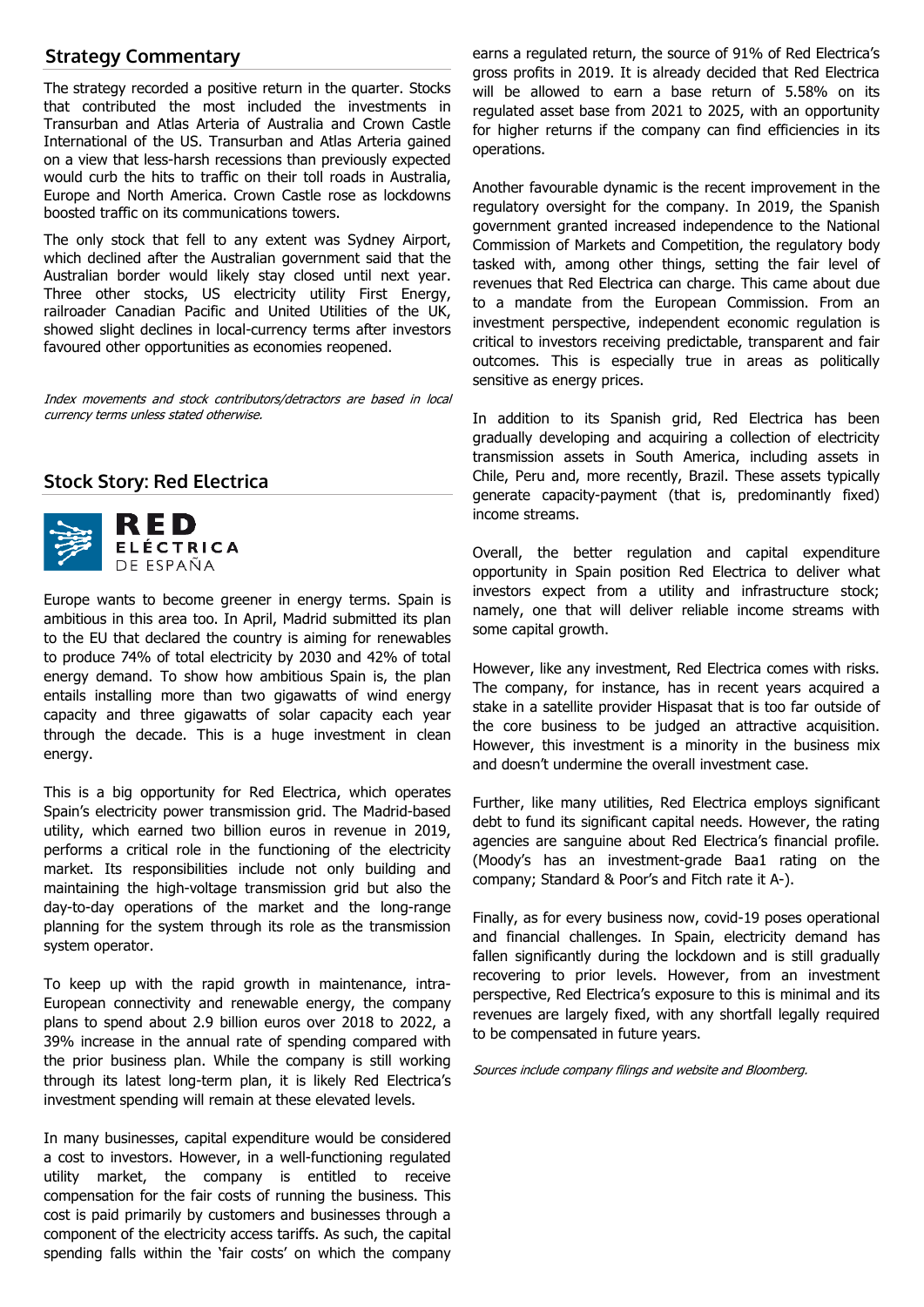## Strategy Commentary

The strategy recorded a positive return in the quarter. Stocks that contributed the most included the investments in Transurban and Atlas Arteria of Australia and Crown Castle International of the US. Transurban and Atlas Arteria gained on a view that less-harsh recessions than previously expected would curb the hits to traffic on their toll roads in Australia, Europe and North America. Crown Castle rose as lockdowns boosted traffic on its communications towers.

The only stock that fell to any extent was Sydney Airport, which declined after the Australian government said that the Australian border would likely stay closed until next year. Three other stocks, US electricity utility First Energy, railroader Canadian Pacific and United Utilities of the UK, showed slight declines in local-currency terms after investors favoured other opportunities as economies reopened.

*Index movements and stock contributors/detractors are based in local currency terms unless stated otherwise.*

## Stock Story: Red Electrica

RED ELÉCTRICA DE ESPAÑA

Europe wants to become greener in energy terms. Spain is ambitious in this area too. In April, Madrid submitted its plan to the EU that declared the country is aiming for renewables to produce 74% of total electricity by 2030 and 42% of total energy demand. To show how ambitious Spain is, the plan entails installing more than two gigawatts of wind energy capacity and three gigawatts of solar capacity each year through the decade. This is a huge investment in clean energy.

This is a big opportunity for Red Electrica, which operates Spain's electricity power transmission grid. The Madrid-based utility, which earned two billion euros in revenue in 2019, performs a critical role in the functioning of the electricity market. Its responsibilities include not only building and maintaining the high-voltage transmission grid but also the day-to-day operations of the market and the long-range planning for the system through its role as the transmission system operator.

To keep up with the rapid growth in maintenance, intra-European connectivity and renewable energy, the company plans to spend about 2.9 billion euros over 2018 to 2022, a 39% increase in the annual rate of spending compared with the prior business plan. While the company is still working through its latest long-term plan, it is likely Red Electrica's investment spending will remain at these elevated levels.

In many businesses, capital expenditure would be considered a cost to investors. However, in a well-functioning regulated utility market, the company is entitled to receive compensation for the fair costs of running the business. This cost is paid primarily by customers and businesses through a component of the electricity access tariffs. As such, the capital spending falls within the 'fair costs' on which the company earns a regulated return, the source of 91% of Red Electrica's gross profits in 2019. It is already decided that Red Electrica will be allowed to earn a base return of 5.58% on its regulated asset base from 2021 to 2025, with an opportunity for higher returns if the company can find efficiencies in its operations.

Another favourable dynamic is the recent improvement in the regulatory oversight for the company. In 2019, the Spanish government granted increased independence to the National Commission of Markets and Competition, the regulatory body tasked with, among other things, setting the fair level of revenues that Red Electrica can charge. This came about due to a mandate from the European Commission. From an investment perspective, independent economic regulation is critical to investors receiving predictable, transparent and fair outcomes. This is especially true in areas as politically sensitive as energy prices.

In addition to its Spanish grid, Red Electrica has been gradually developing and acquiring a collection of electricity transmission assets in South America, including assets in Chile, Peru and, more recently, Brazil. These assets typically generate capacity-payment (that is, predominantly fixed) income streams.

Overall, the better regulation and capital expenditure opportunity in Spain position Red Electrica to deliver what investors expect from a utility and infrastructure stock; namely, one that will deliver reliable income streams with some capital growth.

However, like any investment, Red Electrica comes with risks. The company, for instance, has in recent years acquired a stake in a satellite provider Hispasat that is too far outside of the core business to be judged an attractive acquisition. However, this investment is a minority in the business mix and doesn't undermine the overall investment case.

Further, like many utilities, Red Electrica employs significant debt to fund its significant capital needs. However, the rating agencies are sanguine about Red Electrica's financial profile. (Moody's has an investment-grade Baa1 rating on the company; Standard & Poor's and Fitch rate it A-).

Finally, as for every business now, covid-19 poses operational and financial challenges. In Spain, electricity demand has fallen significantly during the lockdown and is still gradually recovering to prior levels. However, from an investment perspective, Red Electrica's exposure to this is minimal and its revenues are largely fixed, with any shortfall legally required to be compensated in future years.

*Sources include company filings and website and Bloomberg.*